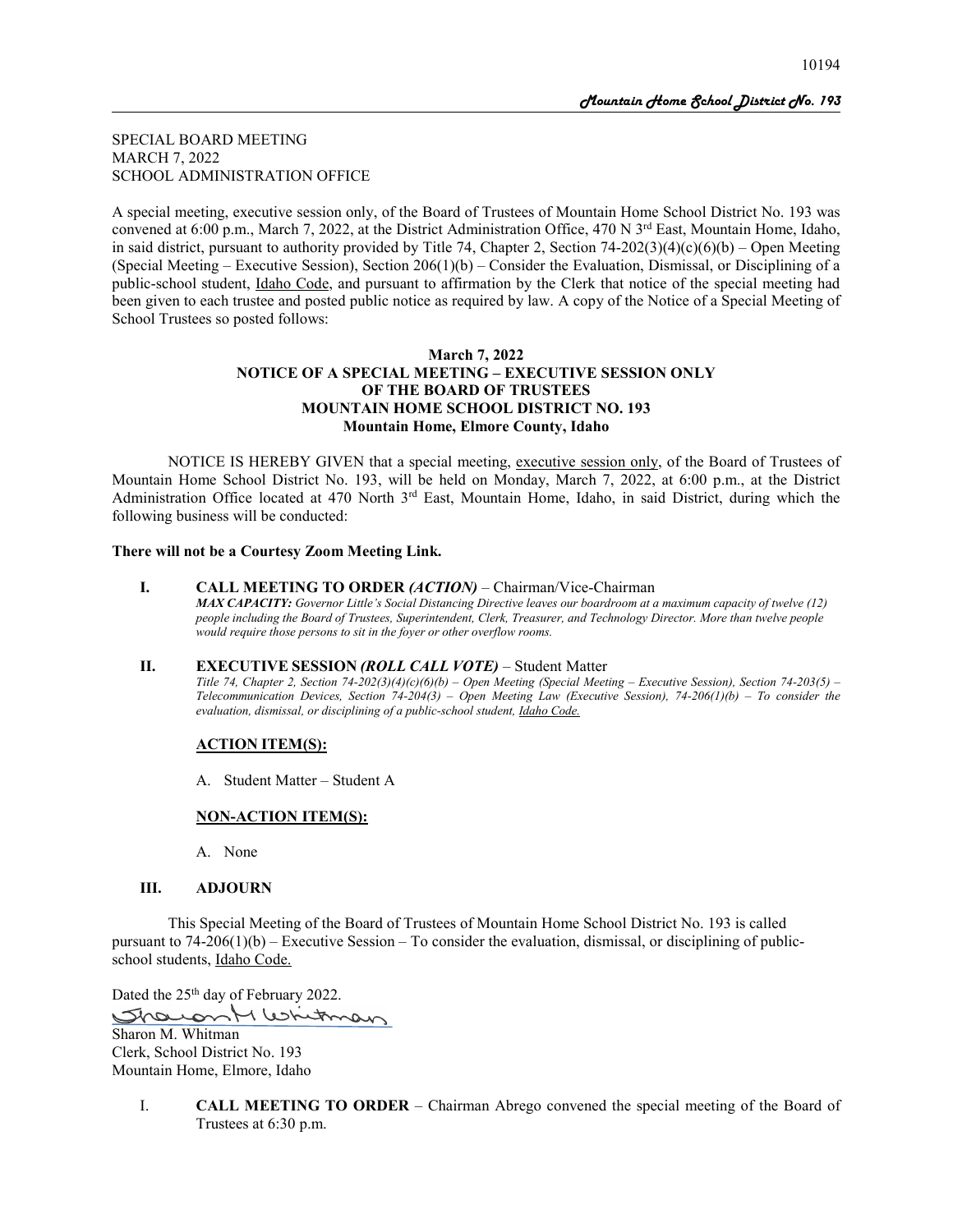SPECIAL BOARD MEETING
MARCH 7, 2022
SCHOOL ADMINISTRATION OFFICE

A special meeting, executive session only, of the Board of Trustees of Mountain Home School District No. 193 was convened at 6:00 p.m., March 7, 2022, at the District Administration Office, 470 N 3rd East, Mountain Home, Idaho, in said district, pursuant to authority provided by Title 74, Chapter 2, Section 74-202(3)(4)(c)(6)(b) – Open Meeting (Special Meeting – Executive Session), Section 206(1)(b) – Consider the Evaluation, Dismissal, or Disciplining of a public-school student, Idaho Code, and pursuant to affirmation by the Clerk that notice of the special meeting had been given to each trustee and posted public notice as required by law. A copy of the Notice of a Special Meeting of School Trustees so posted follows:

**March 7, 2022**
**NOTICE OF A SPECIAL MEETING – EXECUTIVE SESSION ONLY**
**OF THE BOARD OF TRUSTEES**
**MOUNTAIN HOME SCHOOL DISTRICT NO. 193**
**Mountain Home, Elmore County, Idaho**

NOTICE IS HEREBY GIVEN that a special meeting, executive session only, of the Board of Trustees of Mountain Home School District No. 193, will be held on Monday, March 7, 2022, at 6:00 p.m., at the District Administration Office located at 470 North 3rd East, Mountain Home, Idaho, in said District, during which the following business will be conducted:

**There will not be a Courtesy Zoom Meeting Link.**

**I. CALL MEETING TO ORDER *(ACTION)*** – Chairman/Vice-Chairman
***MAX CAPACITY:*** *Governor Little's Social Distancing Directive leaves our boardroom at a maximum capacity of twelve (12) people including the Board of Trustees, Superintendent, Clerk, Treasurer, and Technology Director. More than twelve people would require those persons to sit in the foyer or other overflow rooms.*

**II. EXECUTIVE SESSION *(ROLL CALL VOTE)*** – Student Matter
*Title 74, Chapter 2, Section 74-202(3)(4)(c)(6)(b) – Open Meeting (Special Meeting – Executive Session), Section 74-203(5) – Telecommunication Devices, Section 74-204(3) – Open Meeting Law (Executive Session), 74-206(1)(b) – To consider the evaluation, dismissal, or disciplining of a public-school student, Idaho Code.*

**ACTION ITEM(S):**

A. Student Matter – Student A

**NON-ACTION ITEM(S):**

A. None

**III. ADJOURN**

This Special Meeting of the Board of Trustees of Mountain Home School District No. 193 is called pursuant to 74-206(1)(b) – Executive Session – To consider the evaluation, dismissal, or disciplining of public-school students, Idaho Code.

Dated the 25th day of February 2022.

Sharon M. Whitman
Clerk, School District No. 193
Mountain Home, Elmore, Idaho

I. **CALL MEETING TO ORDER** – Chairman Abrego convened the special meeting of the Board of Trustees at 6:30 p.m.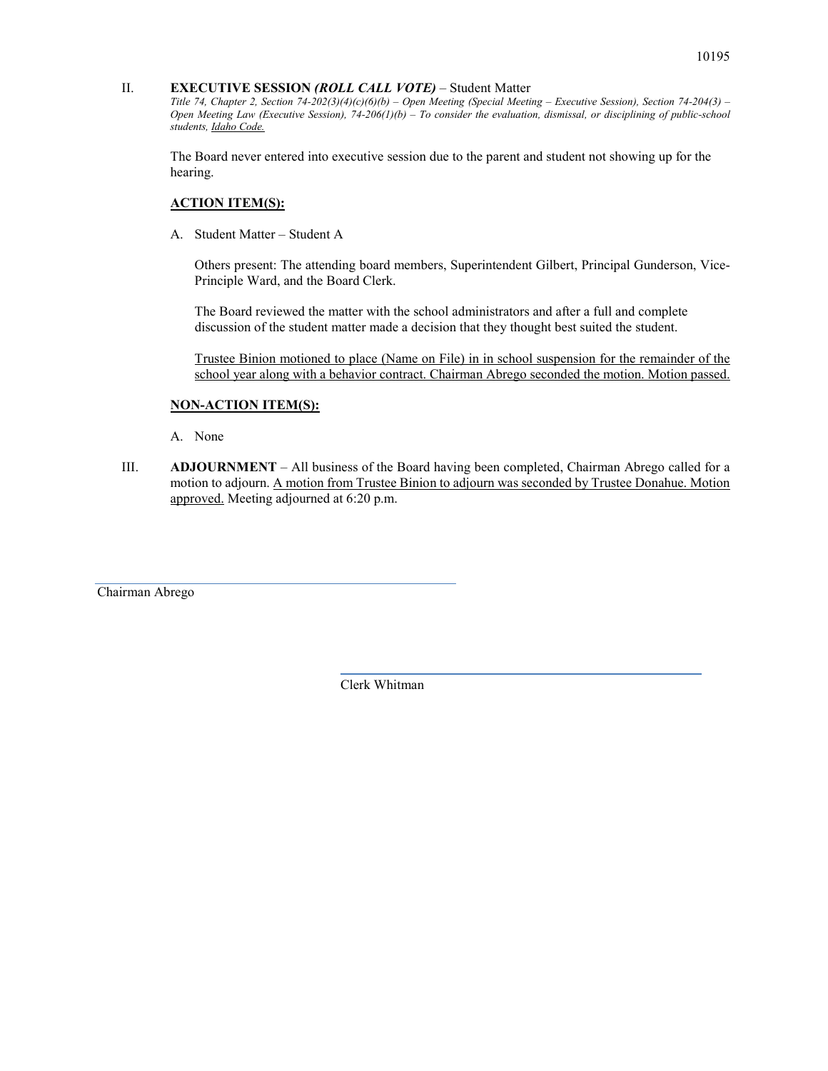II. **EXECUTIVE SESSION *(ROLL CALL VOTE)*** – Student Matter
*Title 74, Chapter 2, Section 74-202(3)(4)(c)(6)(b) – Open Meeting (Special Meeting – Executive Session), Section 74-204(3) – Open Meeting Law (Executive Session), 74-206(1)(b) – To consider the evaluation, dismissal, or disciplining of public-school students, Idaho Code.*

The Board never entered into executive session due to the parent and student not showing up for the hearing.

**ACTION ITEM(S):**

A. Student Matter – Student A

Others present: The attending board members, Superintendent Gilbert, Principal Gunderson, Vice-Principle Ward, and the Board Clerk.

The Board reviewed the matter with the school administrators and after a full and complete discussion of the student matter made a decision that they thought best suited the student.

Trustee Binion motioned to place (Name on File) in in school suspension for the remainder of the school year along with a behavior contract. Chairman Abrego seconded the motion. Motion passed.

**NON-ACTION ITEM(S):**

A. None

III. **ADJOURNMENT** – All business of the Board having been completed, Chairman Abrego called for a motion to adjourn. A motion from Trustee Binion to adjourn was seconded by Trustee Donahue. Motion approved. Meeting adjourned at 6:20 p.m.

_______________________________
Chairman Abrego

_______________________________
Clerk Whitman